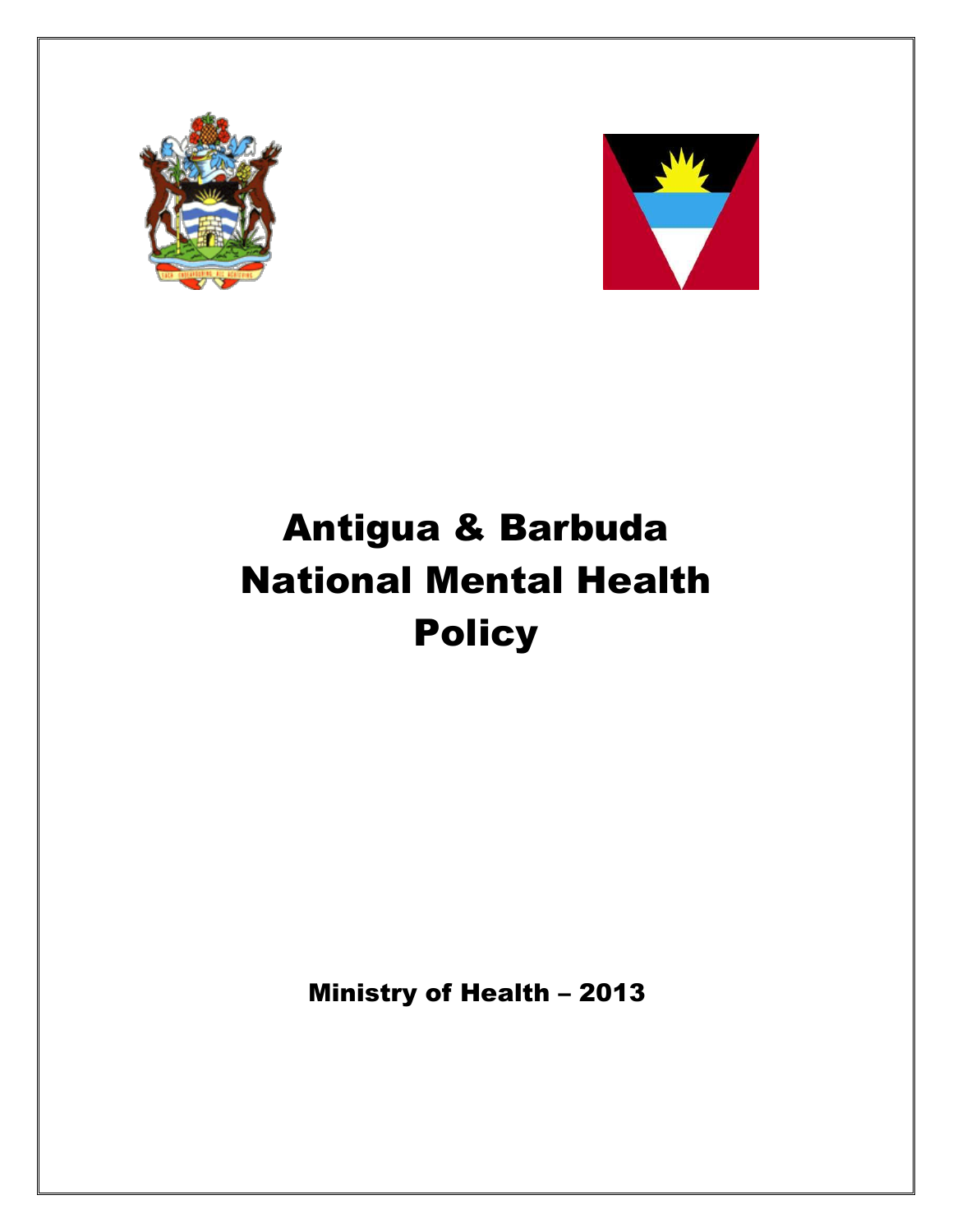# Antigua & Barbuda National Mental Health Policy

**Ministry of Health – 2013**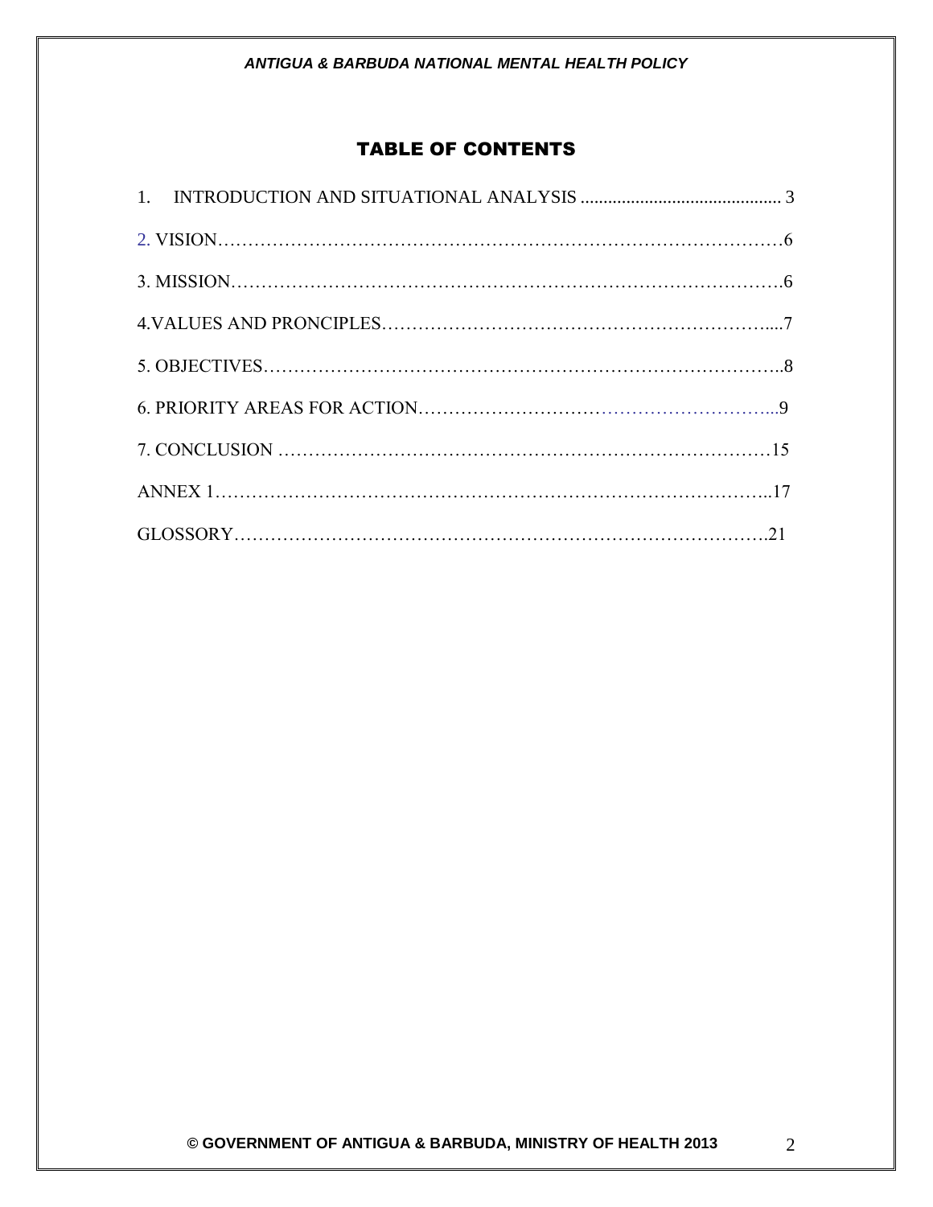## TABLE OF CONTENTS

1. INTRODUCTION AND SITUATIONAL ANALYSIS ............................................ 3

2. VISION……………………………………………………………………………6

3. MISSION…………………………………………………………………………….6

4.VALUES AND PRONCIPLES………………………………………………………....7

5. OBJECTIVES………………………………………………………………………..8

6. PRIORITY AREAS FOR ACTION………………………………………………...9

7. CONCLUSION ………………………………………………………………………15

ANNEX 1……………………………………………………………………………...17

GLOSSORY………………………………………………………………………….21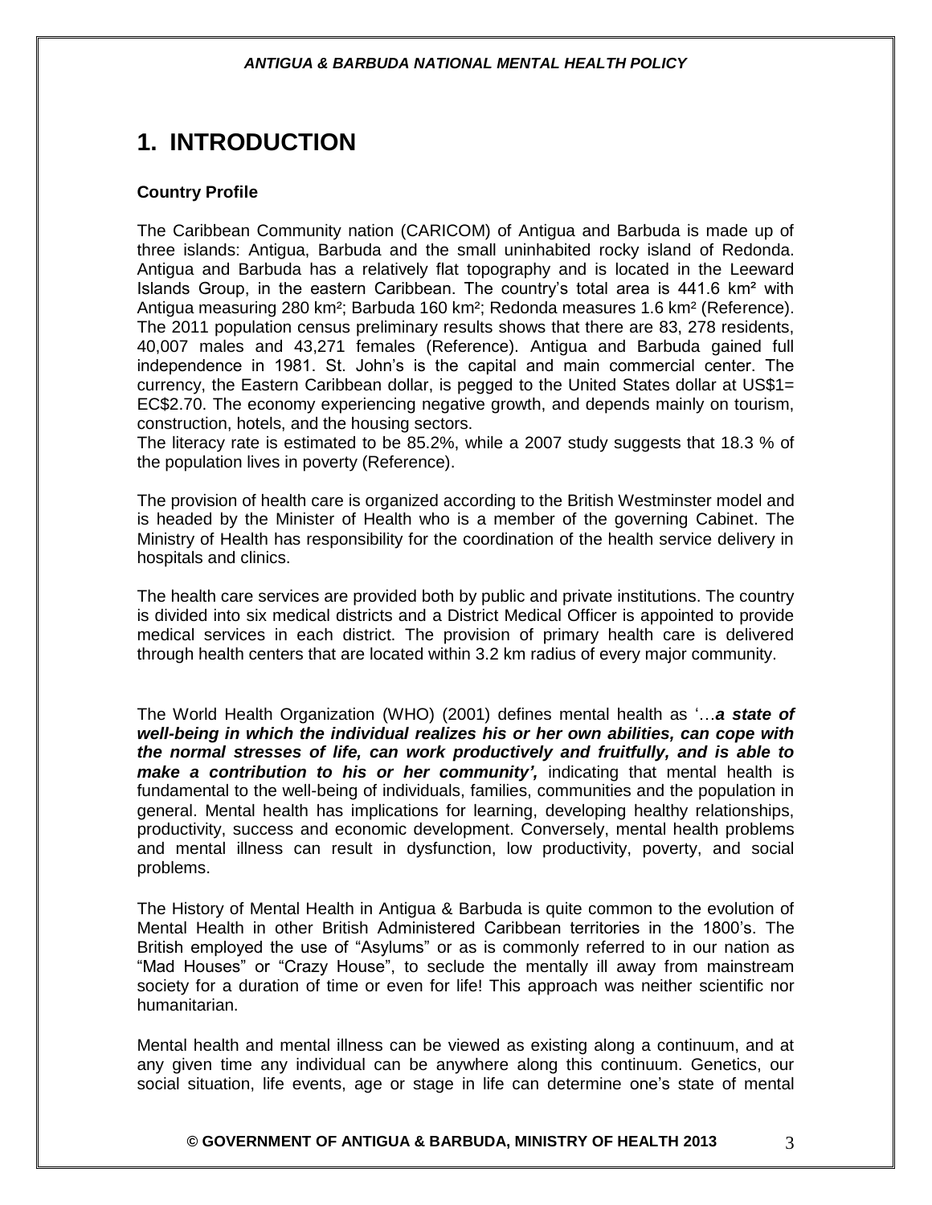# 1. INTRODUCTION

**Country Profile**

The Caribbean Community nation (CARICOM) of Antigua and Barbuda is made up of three islands: Antigua, Barbuda and the small uninhabited rocky island of Redonda. Antigua and Barbuda has a relatively flat topography and is located in the Leeward Islands Group, in the eastern Caribbean. The country's total area is 441.6 km² with Antigua measuring 280 km²; Barbuda 160 km²; Redonda measures 1.6 km² (Reference). The 2011 population census preliminary results shows that there are 83, 278 residents, 40,007 males and 43,271 females (Reference). Antigua and Barbuda gained full independence in 1981. St. John's is the capital and main commercial center. The currency, the Eastern Caribbean dollar, is pegged to the United States dollar at US$1= EC$2.70. The economy experiencing negative growth, and depends mainly on tourism, construction, hotels, and the housing sectors.
The literacy rate is estimated to be 85.2%, while a 2007 study suggests that 18.3 % of the population lives in poverty (Reference).

The provision of health care is organized according to the British Westminster model and is headed by the Minister of Health who is a member of the governing Cabinet. The Ministry of Health has responsibility for the coordination of the health service delivery in hospitals and clinics.

The health care services are provided both by public and private institutions. The country is divided into six medical districts and a District Medical Officer is appointed to provide medical services in each district. The provision of primary health care is delivered through health centers that are located within 3.2 km radius of every major community.

The World Health Organization (WHO) (2001) defines mental health as '…***a state of well-being in which the individual realizes his or her own abilities, can cope with the normal stresses of life, can work productively and fruitfully, and is able to make a contribution to his or her community',*** indicating that mental health is fundamental to the well-being of individuals, families, communities and the population in general. Mental health has implications for learning, developing healthy relationships, productivity, success and economic development. Conversely, mental health problems and mental illness can result in dysfunction, low productivity, poverty, and social problems.

The History of Mental Health in Antigua & Barbuda is quite common to the evolution of Mental Health in other British Administered Caribbean territories in the 1800's. The British employed the use of "Asylums" or as is commonly referred to in our nation as "Mad Houses" or "Crazy House", to seclude the mentally ill away from mainstream society for a duration of time or even for life! This approach was neither scientific nor humanitarian.

Mental health and mental illness can be viewed as existing along a continuum, and at any given time any individual can be anywhere along this continuum. Genetics, our social situation, life events, age or stage in life can determine one's state of mental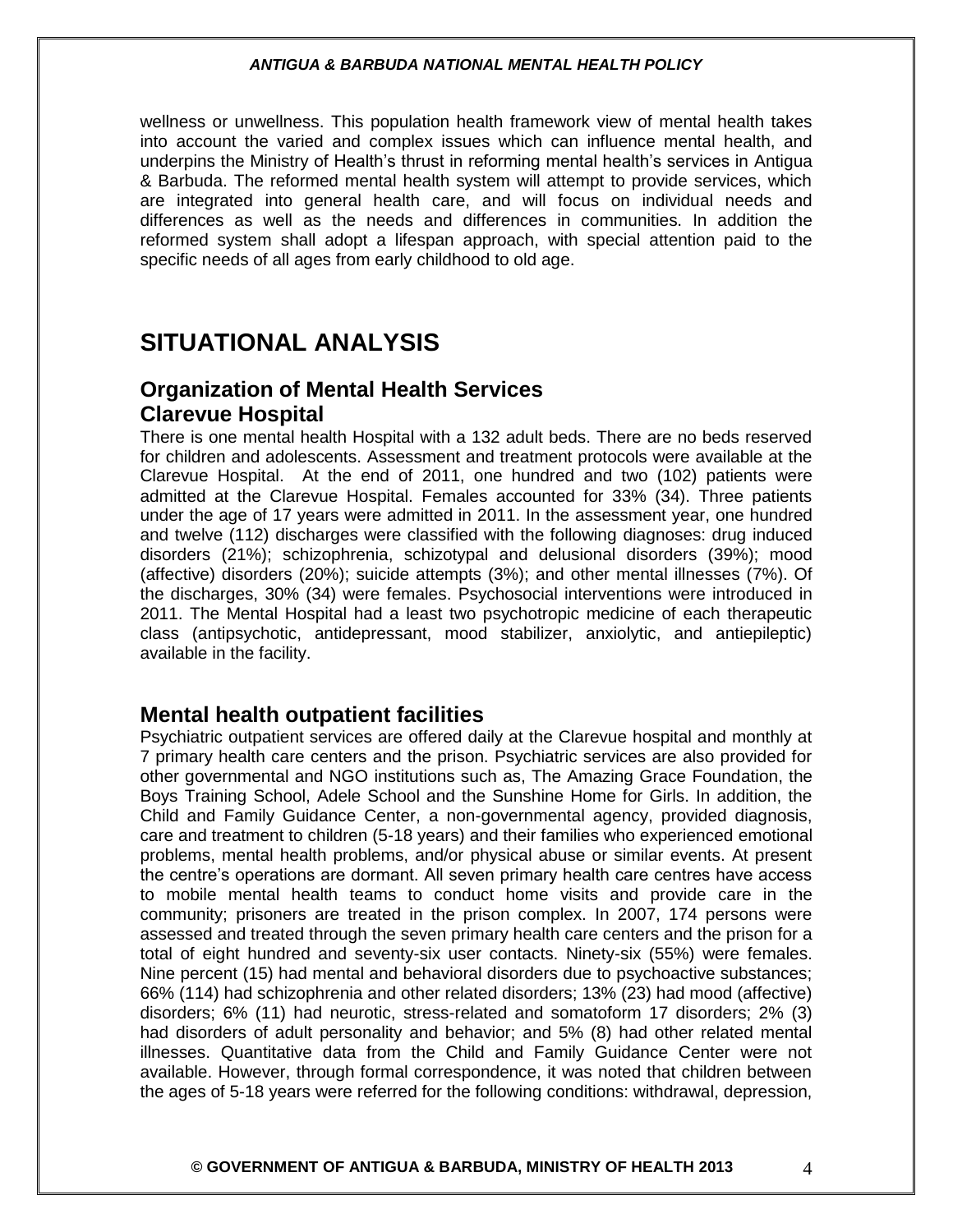wellness or unwellness. This population health framework view of mental health takes into account the varied and complex issues which can influence mental health, and underpins the Ministry of Health's thrust in reforming mental health's services in Antigua & Barbuda. The reformed mental health system will attempt to provide services, which are integrated into general health care, and will focus on individual needs and differences as well as the needs and differences in communities. In addition the reformed system shall adopt a lifespan approach, with special attention paid to the specific needs of all ages from early childhood to old age.

# SITUATIONAL ANALYSIS

## Organization of Mental Health Services

### Clarevue Hospital

There is one mental health Hospital with a 132 adult beds. There are no beds reserved for children and adolescents. Assessment and treatment protocols were available at the Clarevue Hospital. At the end of 2011, one hundred and two (102) patients were admitted at the Clarevue Hospital. Females accounted for 33% (34). Three patients under the age of 17 years were admitted in 2011. In the assessment year, one hundred and twelve (112) discharges were classified with the following diagnoses: drug induced disorders (21%); schizophrenia, schizotypal and delusional disorders (39%); mood (affective) disorders (20%); suicide attempts (3%); and other mental illnesses (7%). Of the discharges, 30% (34) were females. Psychosocial interventions were introduced in 2011. The Mental Hospital had a least two psychotropic medicine of each therapeutic class (antipsychotic, antidepressant, mood stabilizer, anxiolytic, and antiepileptic) available in the facility.

## Mental health outpatient facilities

Psychiatric outpatient services are offered daily at the Clarevue hospital and monthly at 7 primary health care centers and the prison. Psychiatric services are also provided for other governmental and NGO institutions such as, The Amazing Grace Foundation, the Boys Training School, Adele School and the Sunshine Home for Girls. In addition, the Child and Family Guidance Center, a non-governmental agency, provided diagnosis, care and treatment to children (5-18 years) and their families who experienced emotional problems, mental health problems, and/or physical abuse or similar events. At present the centre's operations are dormant. All seven primary health care centres have access to mobile mental health teams to conduct home visits and provide care in the community; prisoners are treated in the prison complex. In 2007, 174 persons were assessed and treated through the seven primary health care centers and the prison for a total of eight hundred and seventy-six user contacts. Ninety-six (55%) were females. Nine percent (15) had mental and behavioral disorders due to psychoactive substances; 66% (114) had schizophrenia and other related disorders; 13% (23) had mood (affective) disorders; 6% (11) had neurotic, stress-related and somatoform 17 disorders; 2% (3) had disorders of adult personality and behavior; and 5% (8) had other related mental illnesses. Quantitative data from the Child and Family Guidance Center were not available. However, through formal correspondence, it was noted that children between the ages of 5-18 years were referred for the following conditions: withdrawal, depression,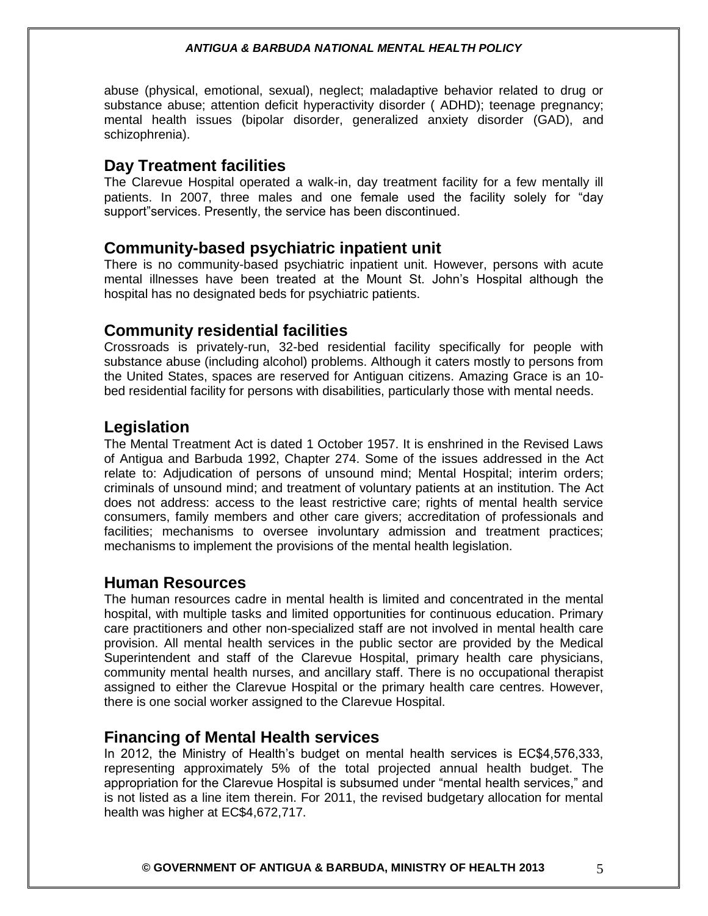abuse (physical, emotional, sexual), neglect; maladaptive behavior related to drug or substance abuse; attention deficit hyperactivity disorder ( ADHD); teenage pregnancy; mental health issues (bipolar disorder, generalized anxiety disorder (GAD), and schizophrenia).

## Day Treatment facilities

The Clarevue Hospital operated a walk-in, day treatment facility for a few mentally ill patients. In 2007, three males and one female used the facility solely for "day support"services. Presently, the service has been discontinued.

## Community-based psychiatric inpatient unit

There is no community-based psychiatric inpatient unit. However, persons with acute mental illnesses have been treated at the Mount St. John's Hospital although the hospital has no designated beds for psychiatric patients.

## Community residential facilities

Crossroads is privately-run, 32-bed residential facility specifically for people with substance abuse (including alcohol) problems. Although it caters mostly to persons from the United States, spaces are reserved for Antiguan citizens. Amazing Grace is an 10-bed residential facility for persons with disabilities, particularly those with mental needs.

## Legislation

The Mental Treatment Act is dated 1 October 1957. It is enshrined in the Revised Laws of Antigua and Barbuda 1992, Chapter 274. Some of the issues addressed in the Act relate to: Adjudication of persons of unsound mind; Mental Hospital; interim orders; criminals of unsound mind; and treatment of voluntary patients at an institution. The Act does not address: access to the least restrictive care; rights of mental health service consumers, family members and other care givers; accreditation of professionals and facilities; mechanisms to oversee involuntary admission and treatment practices; mechanisms to implement the provisions of the mental health legislation.

## Human Resources

The human resources cadre in mental health is limited and concentrated in the mental hospital, with multiple tasks and limited opportunities for continuous education. Primary care practitioners and other non-specialized staff are not involved in mental health care provision. All mental health services in the public sector are provided by the Medical Superintendent and staff of the Clarevue Hospital, primary health care physicians, community mental health nurses, and ancillary staff. There is no occupational therapist assigned to either the Clarevue Hospital or the primary health care centres. However, there is one social worker assigned to the Clarevue Hospital.

## Financing of Mental Health services

In 2012, the Ministry of Health's budget on mental health services is EC$4,576,333, representing approximately 5% of the total projected annual health budget. The appropriation for the Clarevue Hospital is subsumed under "mental health services," and is not listed as a line item therein. For 2011, the revised budgetary allocation for mental health was higher at EC$4,672,717.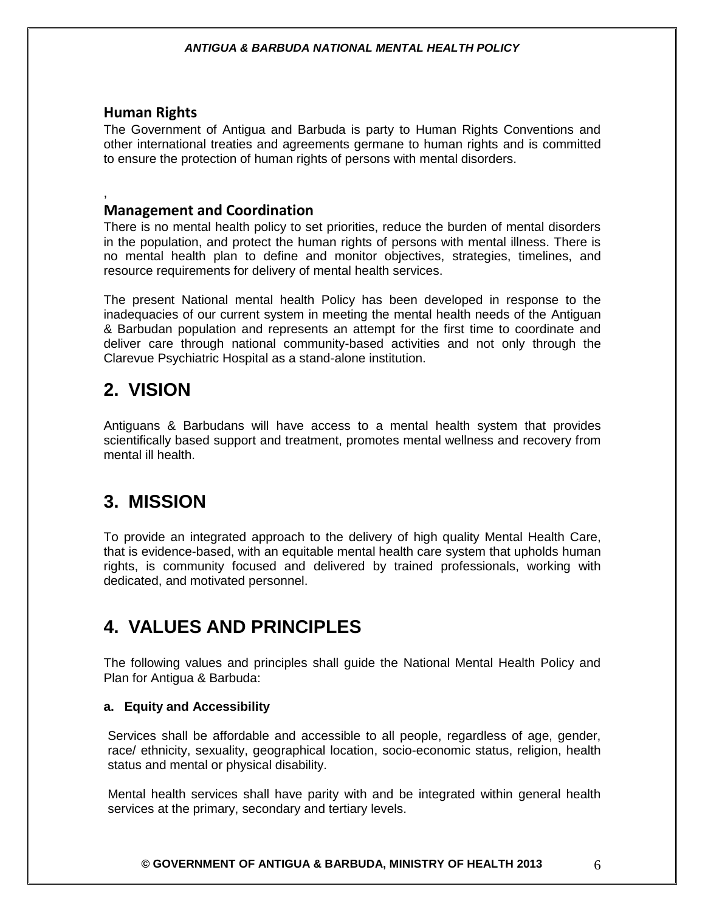### Human Rights

The Government of Antigua and Barbuda is party to Human Rights Conventions and other international treaties and agreements germane to human rights and is committed to ensure the protection of human rights of persons with mental disorders.

,

### Management and Coordination

There is no mental health policy to set priorities, reduce the burden of mental disorders in the population, and protect the human rights of persons with mental illness. There is no mental health plan to define and monitor objectives, strategies, timelines, and resource requirements for delivery of mental health services.

The present National mental health Policy has been developed in response to the inadequacies of our current system in meeting the mental health needs of the Antiguan & Barbudan population and represents an attempt for the first time to coordinate and deliver care through national community-based activities and not only through the Clarevue Psychiatric Hospital as a stand-alone institution.

## 2. VISION

Antiguans & Barbudans will have access to a mental health system that provides scientifically based support and treatment, promotes mental wellness and recovery from mental ill health.

## 3. MISSION

To provide an integrated approach to the delivery of high quality Mental Health Care, that is evidence-based, with an equitable mental health care system that upholds human rights, is community focused and delivered by trained professionals, working with dedicated, and motivated personnel.

## 4. VALUES AND PRINCIPLES

The following values and principles shall guide the National Mental Health Policy and Plan for Antigua & Barbuda:

#### a. Equity and Accessibility

Services shall be affordable and accessible to all people, regardless of age, gender, race/ ethnicity, sexuality, geographical location, socio-economic status, religion, health status and mental or physical disability.

Mental health services shall have parity with and be integrated within general health services at the primary, secondary and tertiary levels.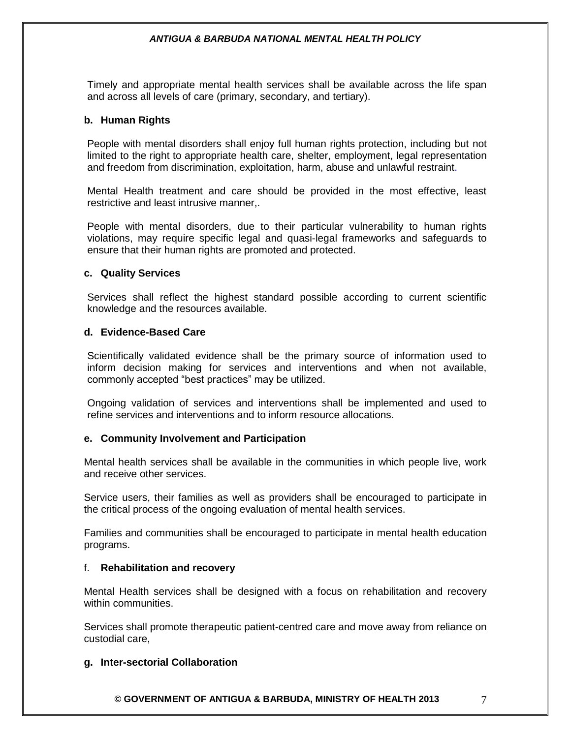Timely and appropriate mental health services shall be available across the life span and across all levels of care (primary, secondary, and tertiary).

**b. Human Rights**

People with mental disorders shall enjoy full human rights protection, including but not limited to the right to appropriate health care, shelter, employment, legal representation and freedom from discrimination, exploitation, harm, abuse and unlawful restraint.

Mental Health treatment and care should be provided in the most effective, least restrictive and least intrusive manner,.

People with mental disorders, due to their particular vulnerability to human rights violations, may require specific legal and quasi-legal frameworks and safeguards to ensure that their human rights are promoted and protected.

**c. Quality Services**

Services shall reflect the highest standard possible according to current scientific knowledge and the resources available.

**d. Evidence-Based Care**

Scientifically validated evidence shall be the primary source of information used to inform decision making for services and interventions and when not available, commonly accepted "best practices" may be utilized.

Ongoing validation of services and interventions shall be implemented and used to refine services and interventions and to inform resource allocations.

**e. Community Involvement and Participation**

Mental health services shall be available in the communities in which people live, work and receive other services.

Service users, their families as well as providers shall be encouraged to participate in the critical process of the ongoing evaluation of mental health services.

Families and communities shall be encouraged to participate in mental health education programs.

f. **Rehabilitation and recovery**

Mental Health services shall be designed with a focus on rehabilitation and recovery within communities.

Services shall promote therapeutic patient-centred care and move away from reliance on custodial care,

**g. Inter-sectorial Collaboration**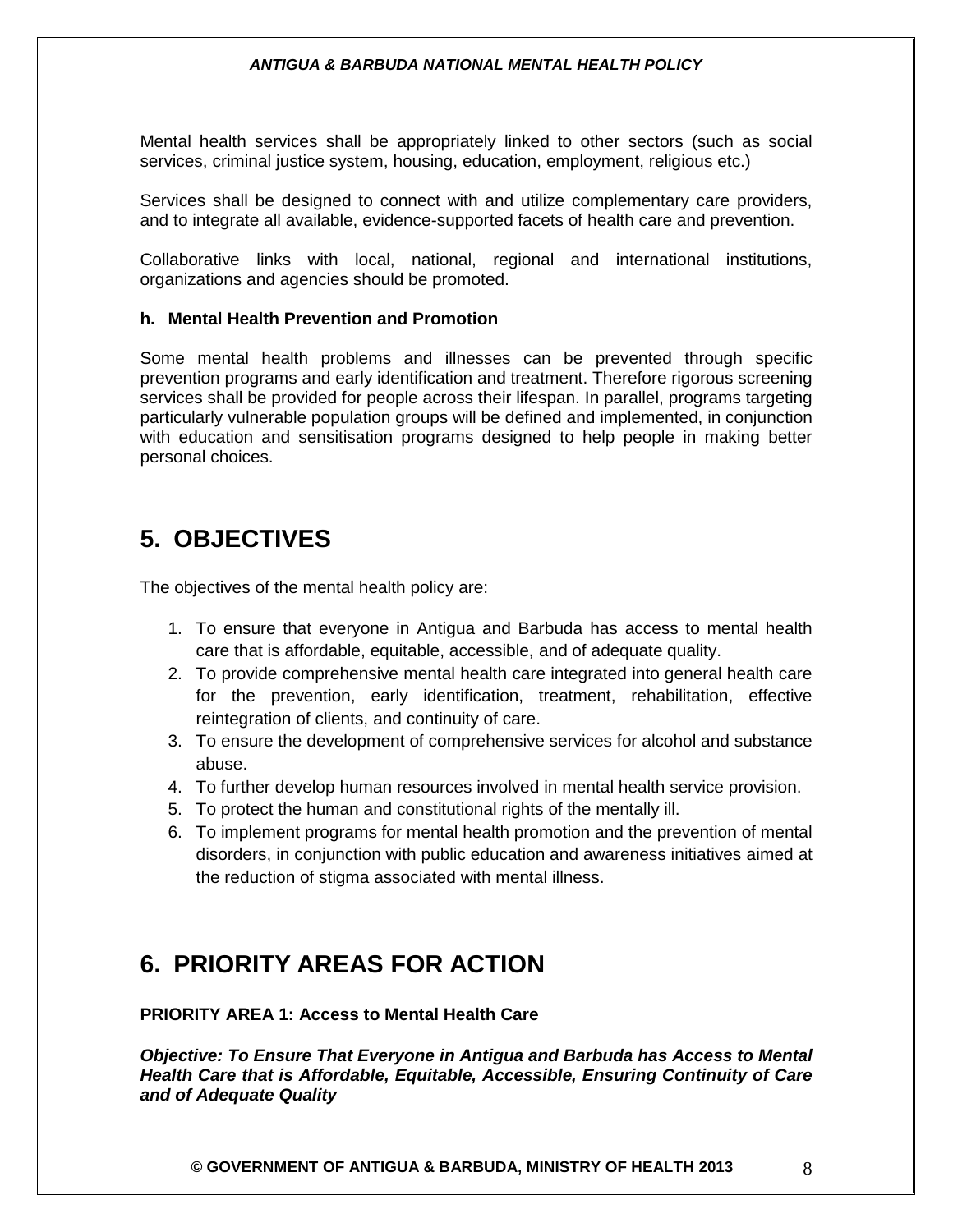Mental health services shall be appropriately linked to other sectors (such as social services, criminal justice system, housing, education, employment, religious etc.)

Services shall be designed to connect with and utilize complementary care providers, and to integrate all available, evidence-supported facets of health care and prevention.

Collaborative links with local, national, regional and international institutions, organizations and agencies should be promoted.

#### h. Mental Health Prevention and Promotion

Some mental health problems and illnesses can be prevented through specific prevention programs and early identification and treatment. Therefore rigorous screening services shall be provided for people across their lifespan. In parallel, programs targeting particularly vulnerable population groups will be defined and implemented, in conjunction with education and sensitisation programs designed to help people in making better personal choices.

## 5. OBJECTIVES

The objectives of the mental health policy are:

1. To ensure that everyone in Antigua and Barbuda has access to mental health care that is affordable, equitable, accessible, and of adequate quality.
2. To provide comprehensive mental health care integrated into general health care for the prevention, early identification, treatment, rehabilitation, effective reintegration of clients, and continuity of care.
3. To ensure the development of comprehensive services for alcohol and substance abuse.
4. To further develop human resources involved in mental health service provision.
5. To protect the human and constitutional rights of the mentally ill.
6. To implement programs for mental health promotion and the prevention of mental disorders, in conjunction with public education and awareness initiatives aimed at the reduction of stigma associated with mental illness.

## 6. PRIORITY AREAS FOR ACTION

**PRIORITY AREA 1: Access to Mental Health Care**

***Objective: To Ensure That Everyone in Antigua and Barbuda has Access to Mental Health Care that is Affordable, Equitable, Accessible, Ensuring Continuity of Care and of Adequate Quality***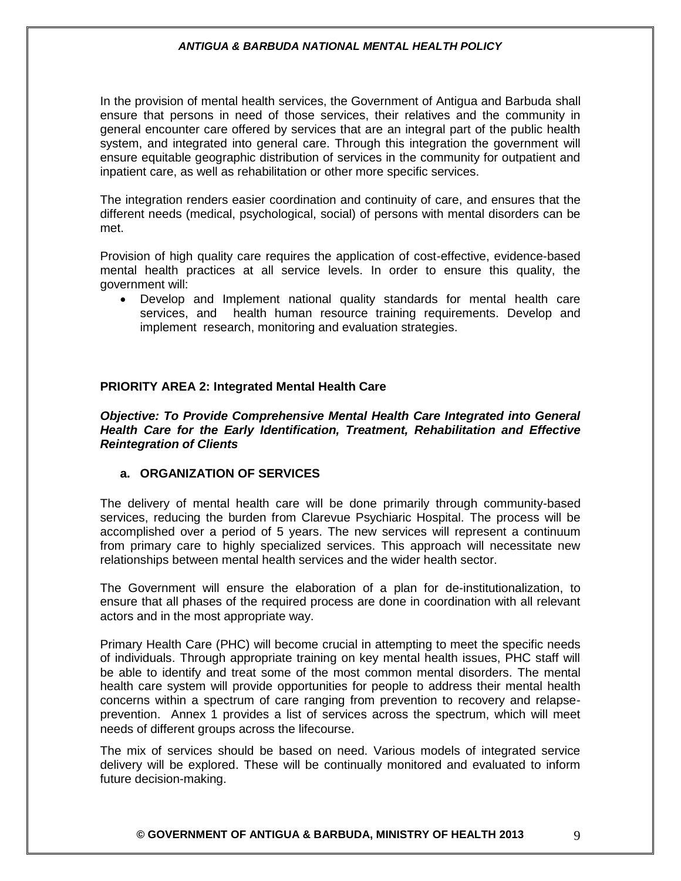In the provision of mental health services, the Government of Antigua and Barbuda shall ensure that persons in need of those services, their relatives and the community in general encounter care offered by services that are an integral part of the public health system, and integrated into general care. Through this integration the government will ensure equitable geographic distribution of services in the community for outpatient and inpatient care, as well as rehabilitation or other more specific services.

The integration renders easier coordination and continuity of care, and ensures that the different needs (medical, psychological, social) of persons with mental disorders can be met.

Provision of high quality care requires the application of cost-effective, evidence-based mental health practices at all service levels. In order to ensure this quality, the government will:

- Develop and Implement national quality standards for mental health care services, and health human resource training requirements. Develop and implement research, monitoring and evaluation strategies.

**PRIORITY AREA 2: Integrated Mental Health Care**

***Objective: To Provide Comprehensive Mental Health Care Integrated into General Health Care for the Early Identification, Treatment, Rehabilitation and Effective Reintegration of Clients***

**a. ORGANIZATION OF SERVICES**

The delivery of mental health care will be done primarily through community-based services, reducing the burden from Clarevue Psychiaric Hospital. The process will be accomplished over a period of 5 years. The new services will represent a continuum from primary care to highly specialized services. This approach will necessitate new relationships between mental health services and the wider health sector.

The Government will ensure the elaboration of a plan for de-institutionalization, to ensure that all phases of the required process are done in coordination with all relevant actors and in the most appropriate way.

Primary Health Care (PHC) will become crucial in attempting to meet the specific needs of individuals. Through appropriate training on key mental health issues, PHC staff will be able to identify and treat some of the most common mental disorders. The mental health care system will provide opportunities for people to address their mental health concerns within a spectrum of care ranging from prevention to recovery and relapse-prevention. Annex 1 provides a list of services across the spectrum, which will meet needs of different groups across the lifecourse.

The mix of services should be based on need. Various models of integrated service delivery will be explored. These will be continually monitored and evaluated to inform future decision-making.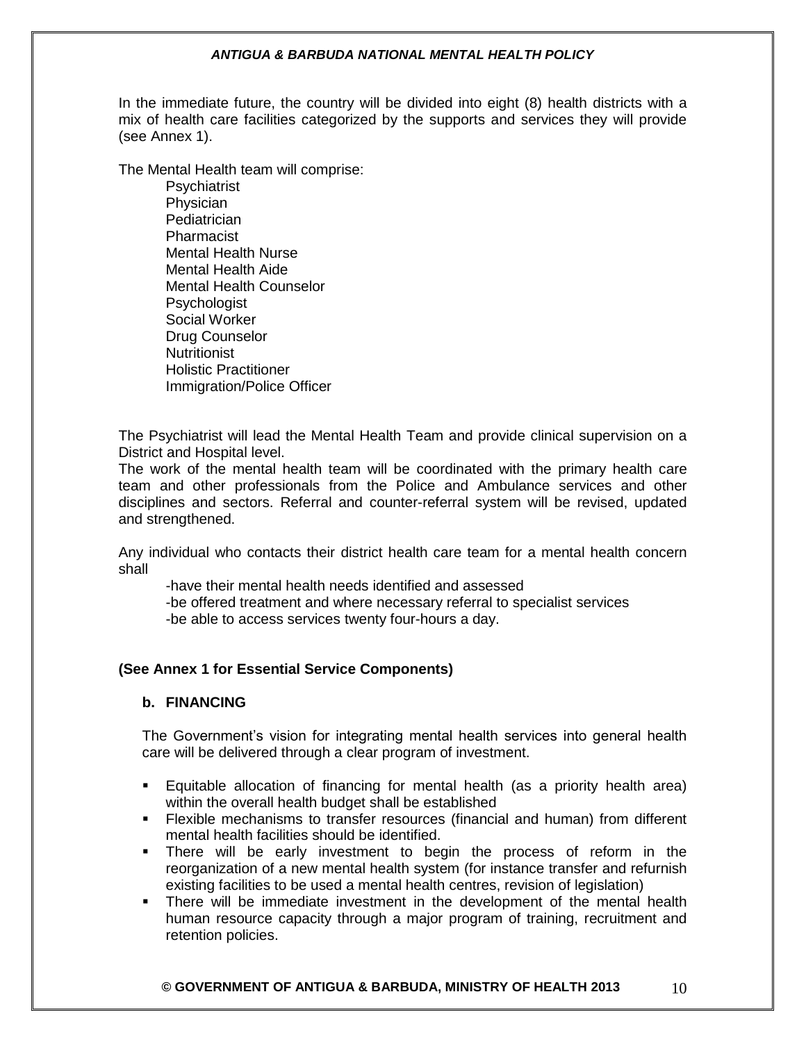In the immediate future, the country will be divided into eight (8) health districts with a mix of health care facilities categorized by the supports and services they will provide (see Annex 1).

The Mental Health team will comprise:

- Psychiatrist
- Physician
- Pediatrician
- Pharmacist
- Mental Health Nurse
- Mental Health Aide
- Mental Health Counselor
- Psychologist
- Social Worker
- Drug Counselor
- Nutritionist
- Holistic Practitioner
- Immigration/Police Officer

The Psychiatrist will lead the Mental Health Team and provide clinical supervision on a District and Hospital level.

The work of the mental health team will be coordinated with the primary health care team and other professionals from the Police and Ambulance services and other disciplines and sectors. Referral and counter-referral system will be revised, updated and strengthened.

Any individual who contacts their district health care team for a mental health concern shall

-have their mental health needs identified and assessed

-be offered treatment and where necessary referral to specialist services

-be able to access services twenty four-hours a day.

**(See Annex 1 for Essential Service Components)**

### b. FINANCING

The Government's vision for integrating mental health services into general health care will be delivered through a clear program of investment.

- Equitable allocation of financing for mental health (as a priority health area) within the overall health budget shall be established
- Flexible mechanisms to transfer resources (financial and human) from different mental health facilities should be identified.
- There will be early investment to begin the process of reform in the reorganization of a new mental health system (for instance transfer and refurnish existing facilities to be used a mental health centres, revision of legislation)
- There will be immediate investment in the development of the mental health human resource capacity through a major program of training, recruitment and retention policies.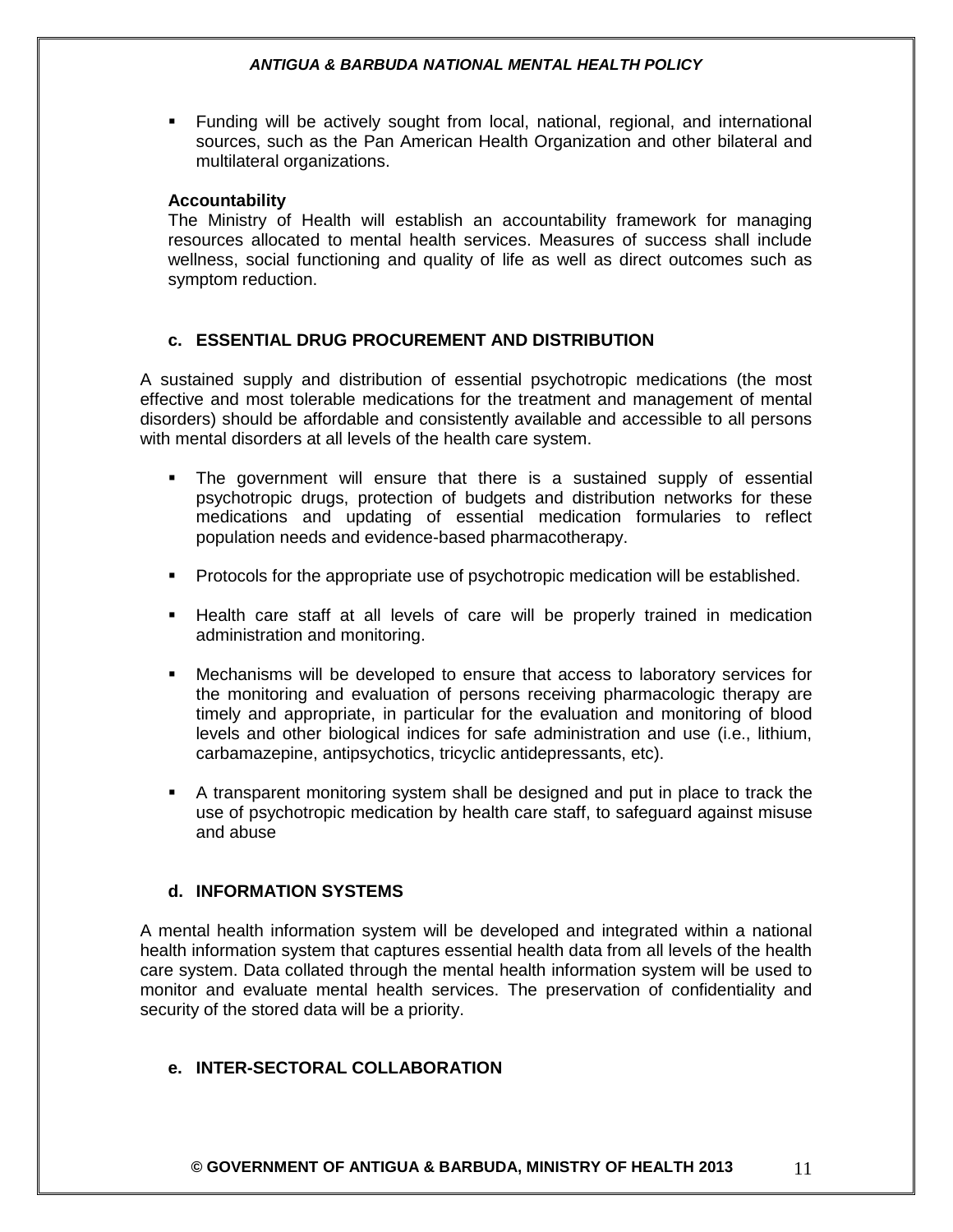- Funding will be actively sought from local, national, regional, and international sources, such as the Pan American Health Organization and other bilateral and multilateral organizations.

**Accountability**

The Ministry of Health will establish an accountability framework for managing resources allocated to mental health services. Measures of success shall include wellness, social functioning and quality of life as well as direct outcomes such as symptom reduction.

### c. ESSENTIAL DRUG PROCUREMENT AND DISTRIBUTION

A sustained supply and distribution of essential psychotropic medications (the most effective and most tolerable medications for the treatment and management of mental disorders) should be affordable and consistently available and accessible to all persons with mental disorders at all levels of the health care system.

- The government will ensure that there is a sustained supply of essential psychotropic drugs, protection of budgets and distribution networks for these medications and updating of essential medication formularies to reflect population needs and evidence-based pharmacotherapy.
- Protocols for the appropriate use of psychotropic medication will be established.
- Health care staff at all levels of care will be properly trained in medication administration and monitoring.
- Mechanisms will be developed to ensure that access to laboratory services for the monitoring and evaluation of persons receiving pharmacologic therapy are timely and appropriate, in particular for the evaluation and monitoring of blood levels and other biological indices for safe administration and use (i.e., lithium, carbamazepine, antipsychotics, tricyclic antidepressants, etc).
- A transparent monitoring system shall be designed and put in place to track the use of psychotropic medication by health care staff, to safeguard against misuse and abuse

### d. INFORMATION SYSTEMS

A mental health information system will be developed and integrated within a national health information system that captures essential health data from all levels of the health care system. Data collated through the mental health information system will be used to monitor and evaluate mental health services. The preservation of confidentiality and security of the stored data will be a priority.

### e. INTER-SECTORAL COLLABORATION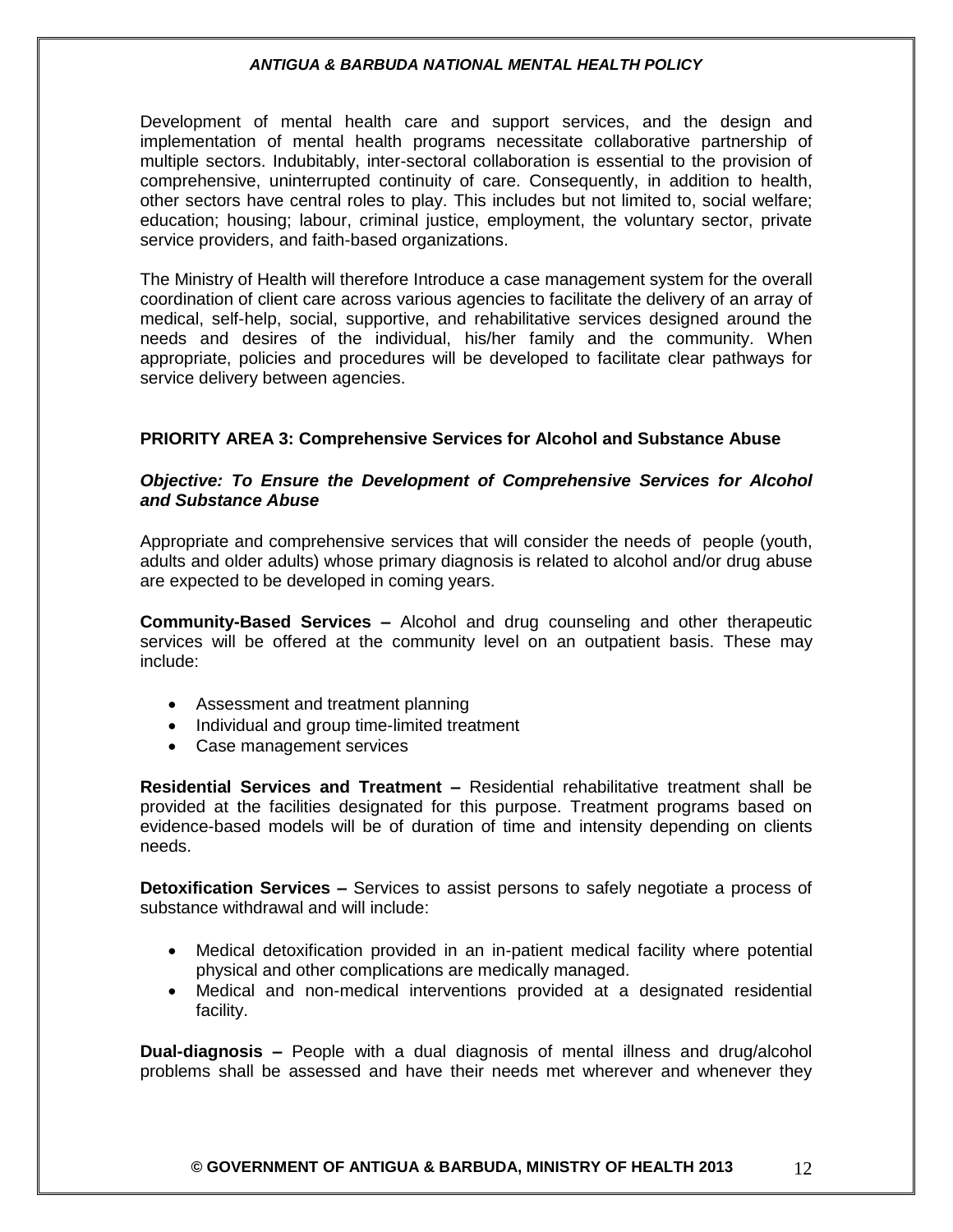Development of mental health care and support services, and the design and implementation of mental health programs necessitate collaborative partnership of multiple sectors. Indubitably, inter-sectoral collaboration is essential to the provision of comprehensive, uninterrupted continuity of care. Consequently, in addition to health, other sectors have central roles to play. This includes but not limited to, social welfare; education; housing; labour, criminal justice, employment, the voluntary sector, private service providers, and faith-based organizations.

The Ministry of Health will therefore Introduce a case management system for the overall coordination of client care across various agencies to facilitate the delivery of an array of medical, self-help, social, supportive, and rehabilitative services designed around the needs and desires of the individual, his/her family and the community. When appropriate, policies and procedures will be developed to facilitate clear pathways for service delivery between agencies.

## PRIORITY AREA 3: Comprehensive Services for Alcohol and Substance Abuse

***Objective: To Ensure the Development of Comprehensive Services for Alcohol and Substance Abuse***

Appropriate and comprehensive services that will consider the needs of people (youth, adults and older adults) whose primary diagnosis is related to alcohol and/or drug abuse are expected to be developed in coming years.

**Community-Based Services –** Alcohol and drug counseling and other therapeutic services will be offered at the community level on an outpatient basis. These may include:

- Assessment and treatment planning
- Individual and group time-limited treatment
- Case management services

**Residential Services and Treatment –** Residential rehabilitative treatment shall be provided at the facilities designated for this purpose. Treatment programs based on evidence-based models will be of duration of time and intensity depending on clients needs.

**Detoxification Services –** Services to assist persons to safely negotiate a process of substance withdrawal and will include:

- Medical detoxification provided in an in-patient medical facility where potential physical and other complications are medically managed.
- Medical and non-medical interventions provided at a designated residential facility.

**Dual-diagnosis –** People with a dual diagnosis of mental illness and drug/alcohol problems shall be assessed and have their needs met wherever and whenever they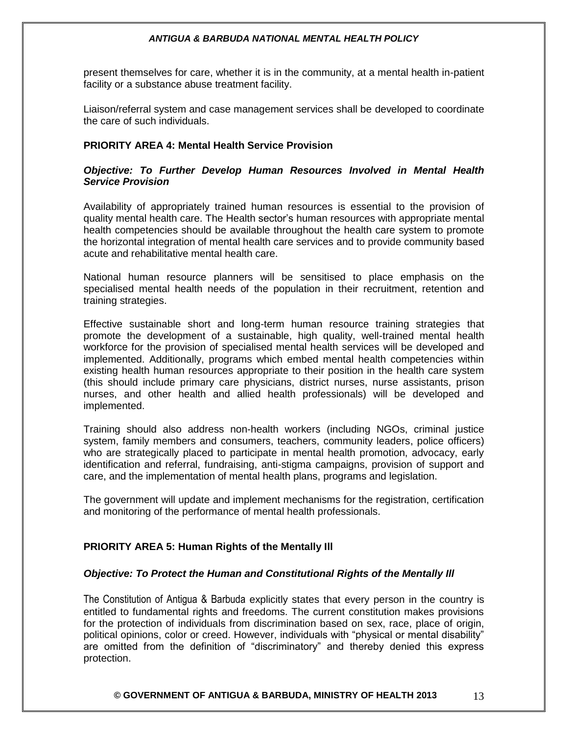present themselves for care, whether it is in the community, at a mental health in-patient facility or a substance abuse treatment facility.

Liaison/referral system and case management services shall be developed to coordinate the care of such individuals.

### PRIORITY AREA 4: Mental Health Service Provision

***Objective: To Further Develop Human Resources Involved in Mental Health Service Provision***

Availability of appropriately trained human resources is essential to the provision of quality mental health care. The Health sector's human resources with appropriate mental health competencies should be available throughout the health care system to promote the horizontal integration of mental health care services and to provide community based acute and rehabilitative mental health care.

National human resource planners will be sensitised to place emphasis on the specialised mental health needs of the population in their recruitment, retention and training strategies.

Effective sustainable short and long-term human resource training strategies that promote the development of a sustainable, high quality, well-trained mental health workforce for the provision of specialised mental health services will be developed and implemented. Additionally, programs which embed mental health competencies within existing health human resources appropriate to their position in the health care system (this should include primary care physicians, district nurses, nurse assistants, prison nurses, and other health and allied health professionals) will be developed and implemented.

Training should also address non-health workers (including NGOs, criminal justice system, family members and consumers, teachers, community leaders, police officers) who are strategically placed to participate in mental health promotion, advocacy, early identification and referral, fundraising, anti-stigma campaigns, provision of support and care, and the implementation of mental health plans, programs and legislation.

The government will update and implement mechanisms for the registration, certification and monitoring of the performance of mental health professionals.

### PRIORITY AREA 5: Human Rights of the Mentally Ill

***Objective: To Protect the Human and Constitutional Rights of the Mentally Ill***

The Constitution of Antigua & Barbuda explicitly states that every person in the country is entitled to fundamental rights and freedoms. The current constitution makes provisions for the protection of individuals from discrimination based on sex, race, place of origin, political opinions, color or creed. However, individuals with "physical or mental disability" are omitted from the definition of "discriminatory" and thereby denied this express protection.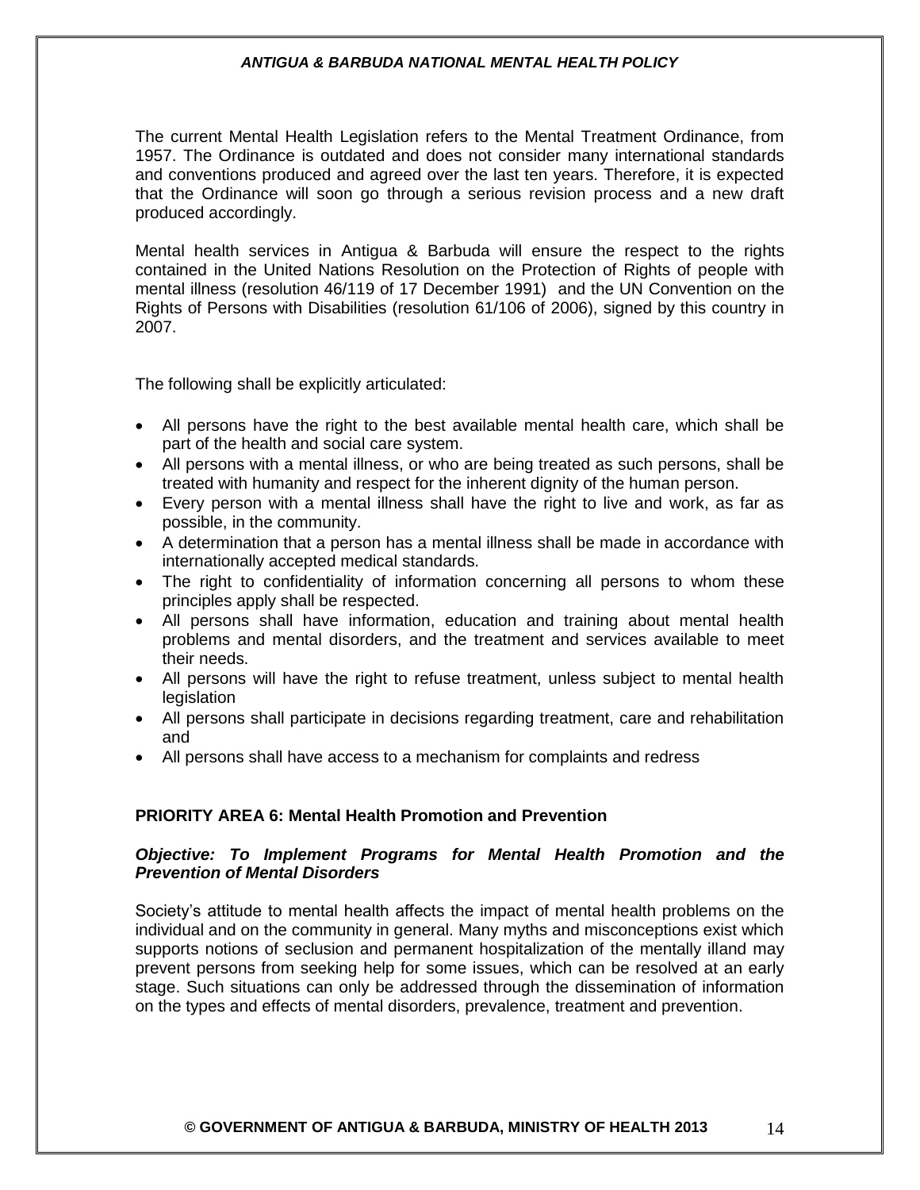The current Mental Health Legislation refers to the Mental Treatment Ordinance, from 1957. The Ordinance is outdated and does not consider many international standards and conventions produced and agreed over the last ten years. Therefore, it is expected that the Ordinance will soon go through a serious revision process and a new draft produced accordingly.

Mental health services in Antigua & Barbuda will ensure the respect to the rights contained in the United Nations Resolution on the Protection of Rights of people with mental illness (resolution 46/119 of 17 December 1991) and the UN Convention on the Rights of Persons with Disabilities (resolution 61/106 of 2006), signed by this country in 2007.

The following shall be explicitly articulated:

- All persons have the right to the best available mental health care, which shall be part of the health and social care system.
- All persons with a mental illness, or who are being treated as such persons, shall be treated with humanity and respect for the inherent dignity of the human person.
- Every person with a mental illness shall have the right to live and work, as far as possible, in the community.
- A determination that a person has a mental illness shall be made in accordance with internationally accepted medical standards.
- The right to confidentiality of information concerning all persons to whom these principles apply shall be respected.
- All persons shall have information, education and training about mental health problems and mental disorders, and the treatment and services available to meet their needs.
- All persons will have the right to refuse treatment, unless subject to mental health legislation
- All persons shall participate in decisions regarding treatment, care and rehabilitation and
- All persons shall have access to a mechanism for complaints and redress

### PRIORITY AREA 6: Mental Health Promotion and Prevention

***Objective: To Implement Programs for Mental Health Promotion and the Prevention of Mental Disorders***

Society's attitude to mental health affects the impact of mental health problems on the individual and on the community in general. Many myths and misconceptions exist which supports notions of seclusion and permanent hospitalization of the mentally illand may prevent persons from seeking help for some issues, which can be resolved at an early stage. Such situations can only be addressed through the dissemination of information on the types and effects of mental disorders, prevalence, treatment and prevention.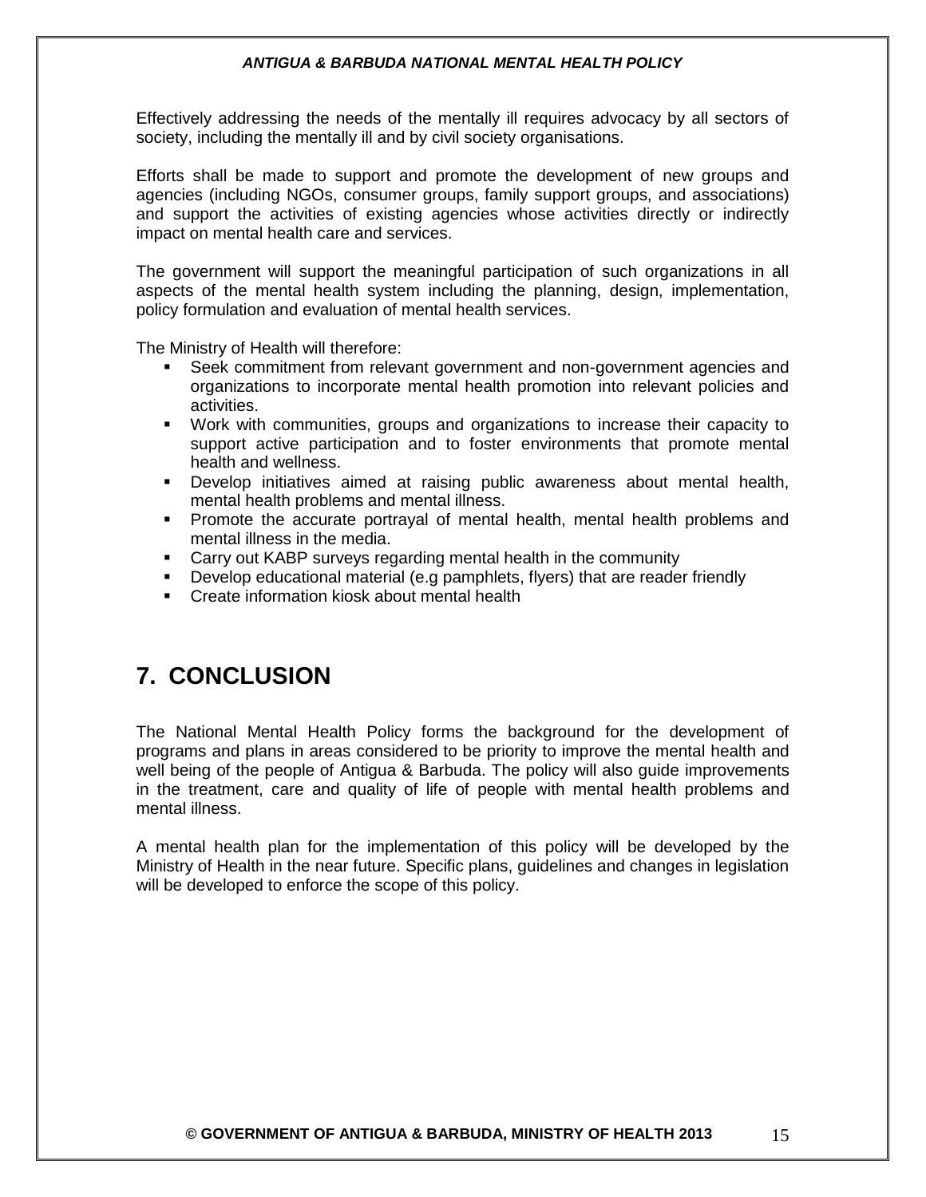Effectively addressing the needs of the mentally ill requires advocacy by all sectors of society, including the mentally ill and by civil society organisations.

Efforts shall be made to support and promote the development of new groups and agencies (including NGOs, consumer groups, family support groups, and associations) and support the activities of existing agencies whose activities directly or indirectly impact on mental health care and services.

The government will support the meaningful participation of such organizations in all aspects of the mental health system including the planning, design, implementation, policy formulation and evaluation of mental health services.

The Ministry of Health will therefore:

- Seek commitment from relevant government and non-government agencies and organizations to incorporate mental health promotion into relevant policies and activities.
- Work with communities, groups and organizations to increase their capacity to support active participation and to foster environments that promote mental health and wellness.
- Develop initiatives aimed at raising public awareness about mental health, mental health problems and mental illness.
- Promote the accurate portrayal of mental health, mental health problems and mental illness in the media.
- Carry out KABP surveys regarding mental health in the community
- Develop educational material (e.g pamphlets, flyers) that are reader friendly
- Create information kiosk about mental health

# 7. CONCLUSION

The National Mental Health Policy forms the background for the development of programs and plans in areas considered to be priority to improve the mental health and well being of the people of Antigua & Barbuda. The policy will also guide improvements in the treatment, care and quality of life of people with mental health problems and mental illness.

A mental health plan for the implementation of this policy will be developed by the Ministry of Health in the near future. Specific plans, guidelines and changes in legislation will be developed to enforce the scope of this policy.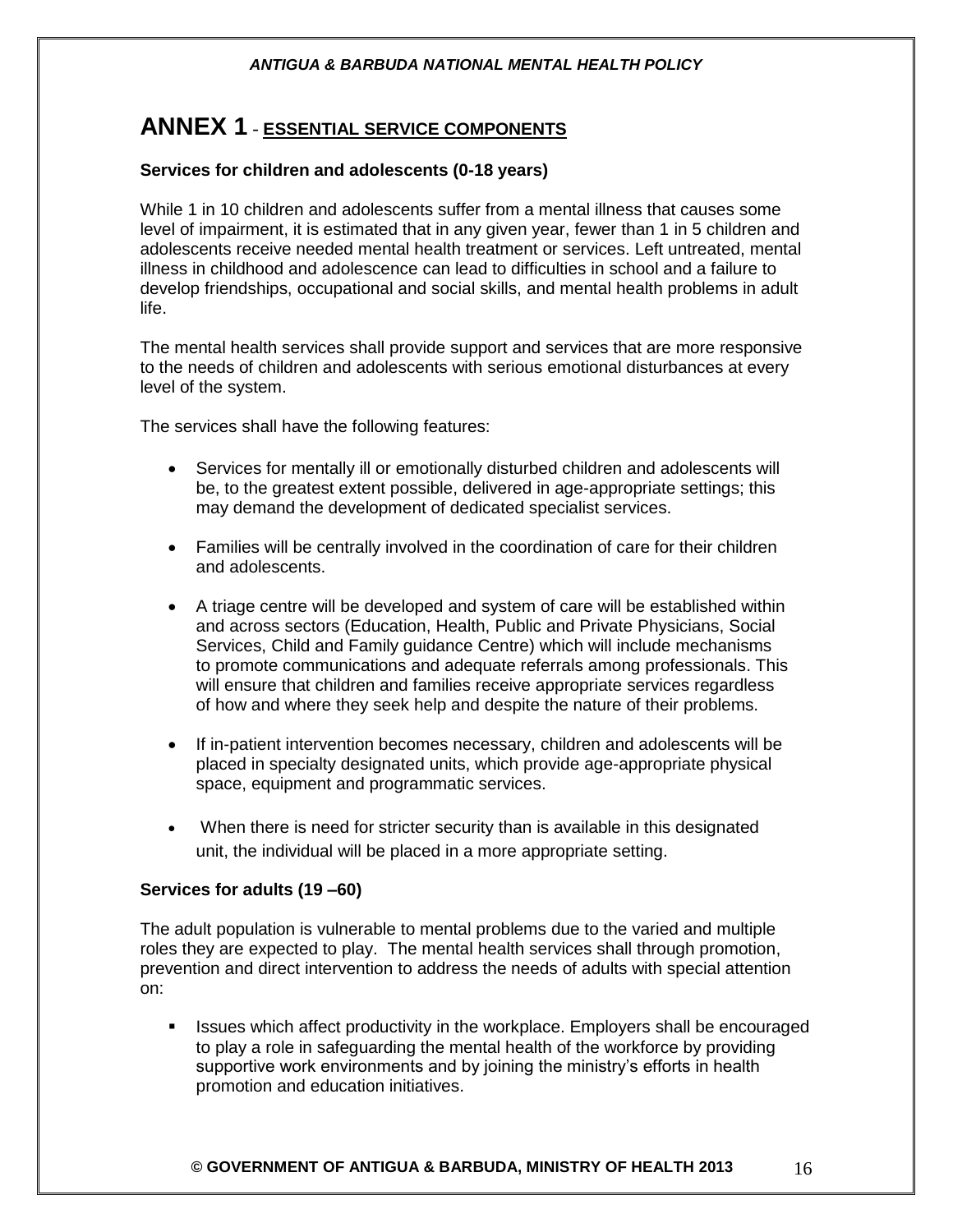# ANNEX 1 - ESSENTIAL SERVICE COMPONENTS

### Services for children and adolescents (0-18 years)

While 1 in 10 children and adolescents suffer from a mental illness that causes some level of impairment, it is estimated that in any given year, fewer than 1 in 5 children and adolescents receive needed mental health treatment or services. Left untreated, mental illness in childhood and adolescence can lead to difficulties in school and a failure to develop friendships, occupational and social skills, and mental health problems in adult life.

The mental health services shall provide support and services that are more responsive to the needs of children and adolescents with serious emotional disturbances at every level of the system.

The services shall have the following features:

- Services for mentally ill or emotionally disturbed children and adolescents will be, to the greatest extent possible, delivered in age-appropriate settings; this may demand the development of dedicated specialist services.
- Families will be centrally involved in the coordination of care for their children and adolescents.
- A triage centre will be developed and system of care will be established within and across sectors (Education, Health, Public and Private Physicians, Social Services, Child and Family guidance Centre) which will include mechanisms to promote communications and adequate referrals among professionals. This will ensure that children and families receive appropriate services regardless of how and where they seek help and despite the nature of their problems.
- If in-patient intervention becomes necessary, children and adolescents will be placed in specialty designated units, which provide age-appropriate physical space, equipment and programmatic services.
- When there is need for stricter security than is available in this designated unit, the individual will be placed in a more appropriate setting.

### Services for adults (19 –60)

The adult population is vulnerable to mental problems due to the varied and multiple roles they are expected to play. The mental health services shall through promotion, prevention and direct intervention to address the needs of adults with special attention on:

- Issues which affect productivity in the workplace. Employers shall be encouraged to play a role in safeguarding the mental health of the workforce by providing supportive work environments and by joining the ministry's efforts in health promotion and education initiatives.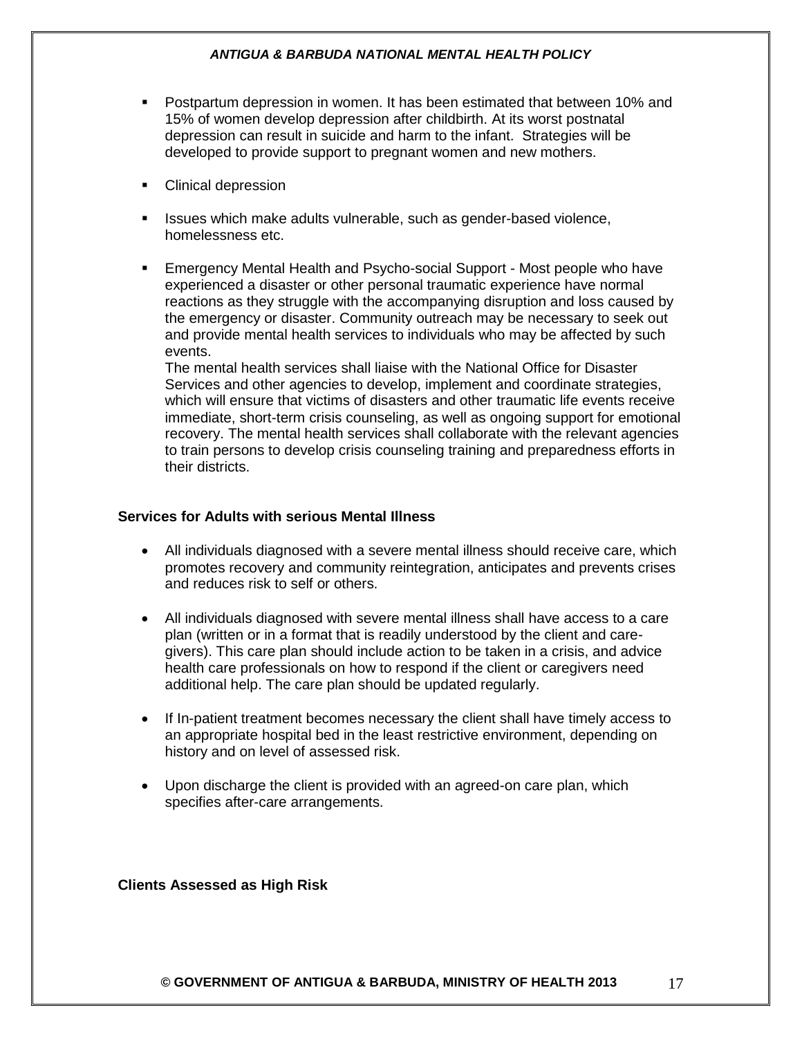- Postpartum depression in women. It has been estimated that between 10% and 15% of women develop depression after childbirth. At its worst postnatal depression can result in suicide and harm to the infant. Strategies will be developed to provide support to pregnant women and new mothers.

- Clinical depression

- Issues which make adults vulnerable, such as gender-based violence, homelessness etc.

- Emergency Mental Health and Psycho-social Support - Most people who have experienced a disaster or other personal traumatic experience have normal reactions as they struggle with the accompanying disruption and loss caused by the emergency or disaster. Community outreach may be necessary to seek out and provide mental health services to individuals who may be affected by such events.
  The mental health services shall liaise with the National Office for Disaster Services and other agencies to develop, implement and coordinate strategies, which will ensure that victims of disasters and other traumatic life events receive immediate, short-term crisis counseling, as well as ongoing support for emotional recovery. The mental health services shall collaborate with the relevant agencies to train persons to develop crisis counseling training and preparedness efforts in their districts.

**Services for Adults with serious Mental Illness**

- All individuals diagnosed with a severe mental illness should receive care, which promotes recovery and community reintegration, anticipates and prevents crises and reduces risk to self or others.

- All individuals diagnosed with severe mental illness shall have access to a care plan (written or in a format that is readily understood by the client and care-givers). This care plan should include action to be taken in a crisis, and advice health care professionals on how to respond if the client or caregivers need additional help. The care plan should be updated regularly.

- If In-patient treatment becomes necessary the client shall have timely access to an appropriate hospital bed in the least restrictive environment, depending on history and on level of assessed risk.

- Upon discharge the client is provided with an agreed-on care plan, which specifies after-care arrangements.

**Clients Assessed as High Risk**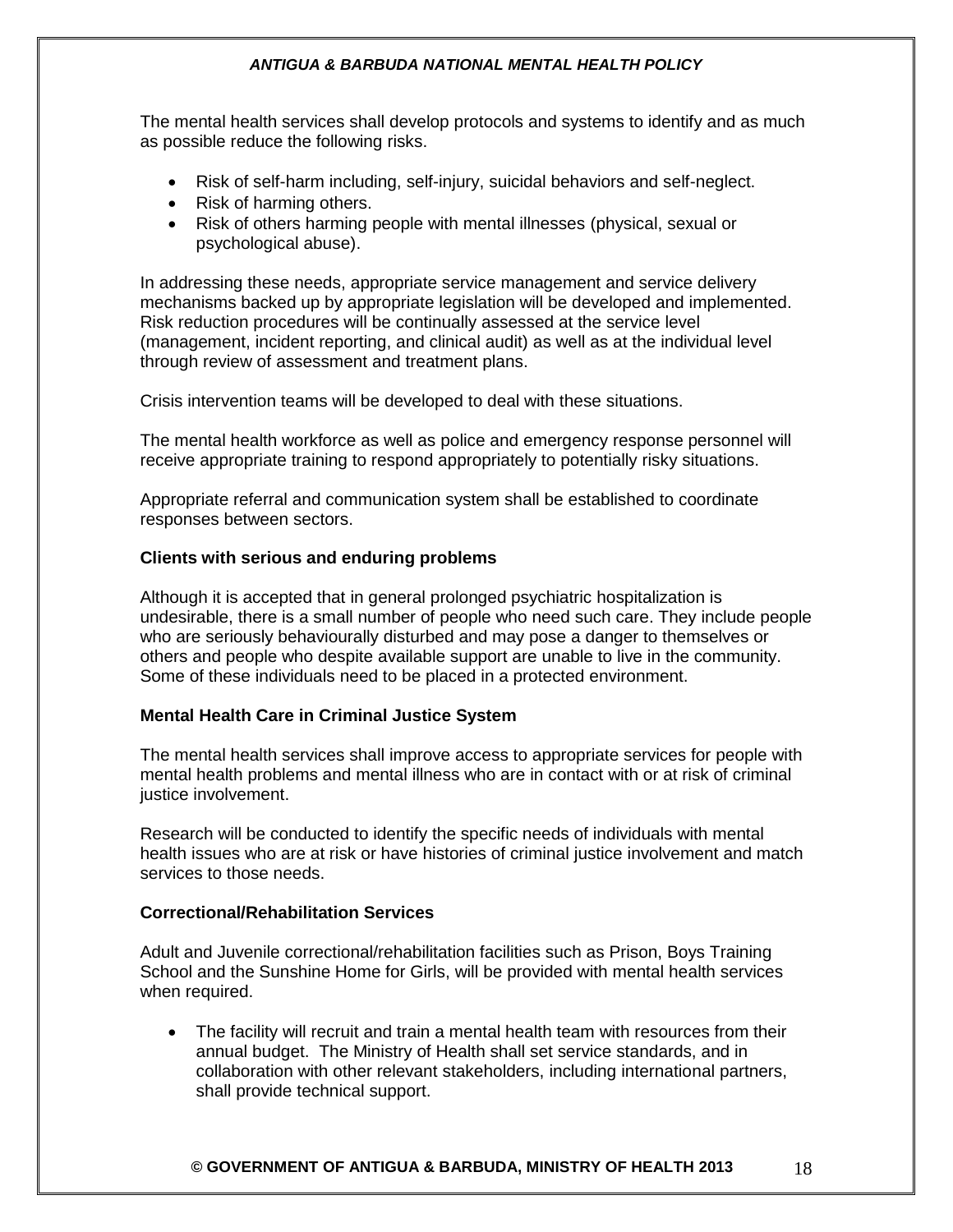The mental health services shall develop protocols and systems to identify and as much as possible reduce the following risks.

- Risk of self-harm including, self-injury, suicidal behaviors and self-neglect.
- Risk of harming others.
- Risk of others harming people with mental illnesses (physical, sexual or psychological abuse).

In addressing these needs, appropriate service management and service delivery mechanisms backed up by appropriate legislation will be developed and implemented. Risk reduction procedures will be continually assessed at the service level (management, incident reporting, and clinical audit) as well as at the individual level through review of assessment and treatment plans.

Crisis intervention teams will be developed to deal with these situations.

The mental health workforce as well as police and emergency response personnel will receive appropriate training to respond appropriately to potentially risky situations.

Appropriate referral and communication system shall be established to coordinate responses between sectors.

**Clients with serious and enduring problems**

Although it is accepted that in general prolonged psychiatric hospitalization is undesirable, there is a small number of people who need such care. They include people who are seriously behaviourally disturbed and may pose a danger to themselves or others and people who despite available support are unable to live in the community. Some of these individuals need to be placed in a protected environment.

**Mental Health Care in Criminal Justice System**

The mental health services shall improve access to appropriate services for people with mental health problems and mental illness who are in contact with or at risk of criminal justice involvement.

Research will be conducted to identify the specific needs of individuals with mental health issues who are at risk or have histories of criminal justice involvement and match services to those needs.

**Correctional/Rehabilitation Services**

Adult and Juvenile correctional/rehabilitation facilities such as Prison, Boys Training School and the Sunshine Home for Girls, will be provided with mental health services when required.

- The facility will recruit and train a mental health team with resources from their annual budget. The Ministry of Health shall set service standards, and in collaboration with other relevant stakeholders, including international partners, shall provide technical support.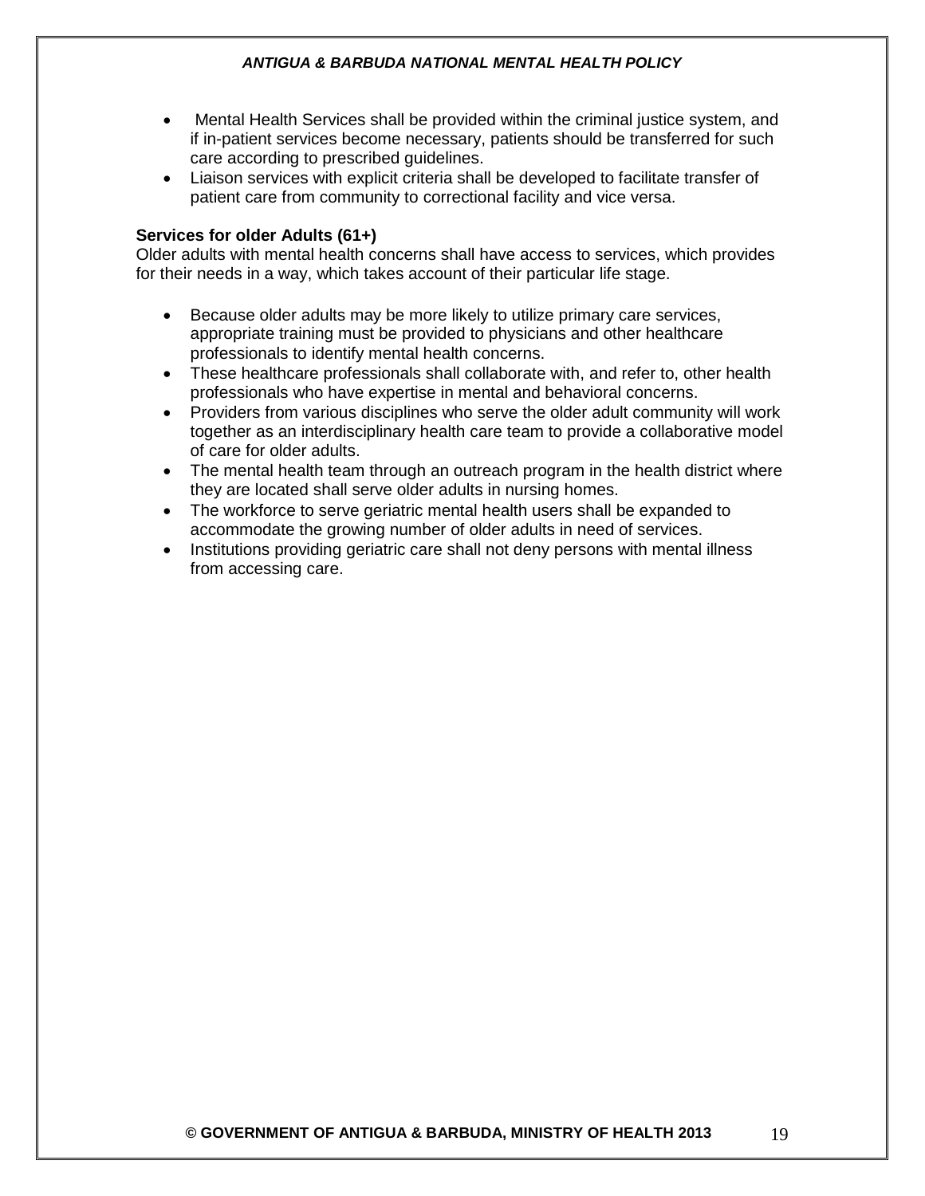- Mental Health Services shall be provided within the criminal justice system, and if in-patient services become necessary, patients should be transferred for such care according to prescribed guidelines.
- Liaison services with explicit criteria shall be developed to facilitate transfer of patient care from community to correctional facility and vice versa.

**Services for older Adults (61+)**

Older adults with mental health concerns shall have access to services, which provides for their needs in a way, which takes account of their particular life stage.

- Because older adults may be more likely to utilize primary care services, appropriate training must be provided to physicians and other healthcare professionals to identify mental health concerns.
- These healthcare professionals shall collaborate with, and refer to, other health professionals who have expertise in mental and behavioral concerns.
- Providers from various disciplines who serve the older adult community will work together as an interdisciplinary health care team to provide a collaborative model of care for older adults.
- The mental health team through an outreach program in the health district where they are located shall serve older adults in nursing homes.
- The workforce to serve geriatric mental health users shall be expanded to accommodate the growing number of older adults in need of services.
- Institutions providing geriatric care shall not deny persons with mental illness from accessing care.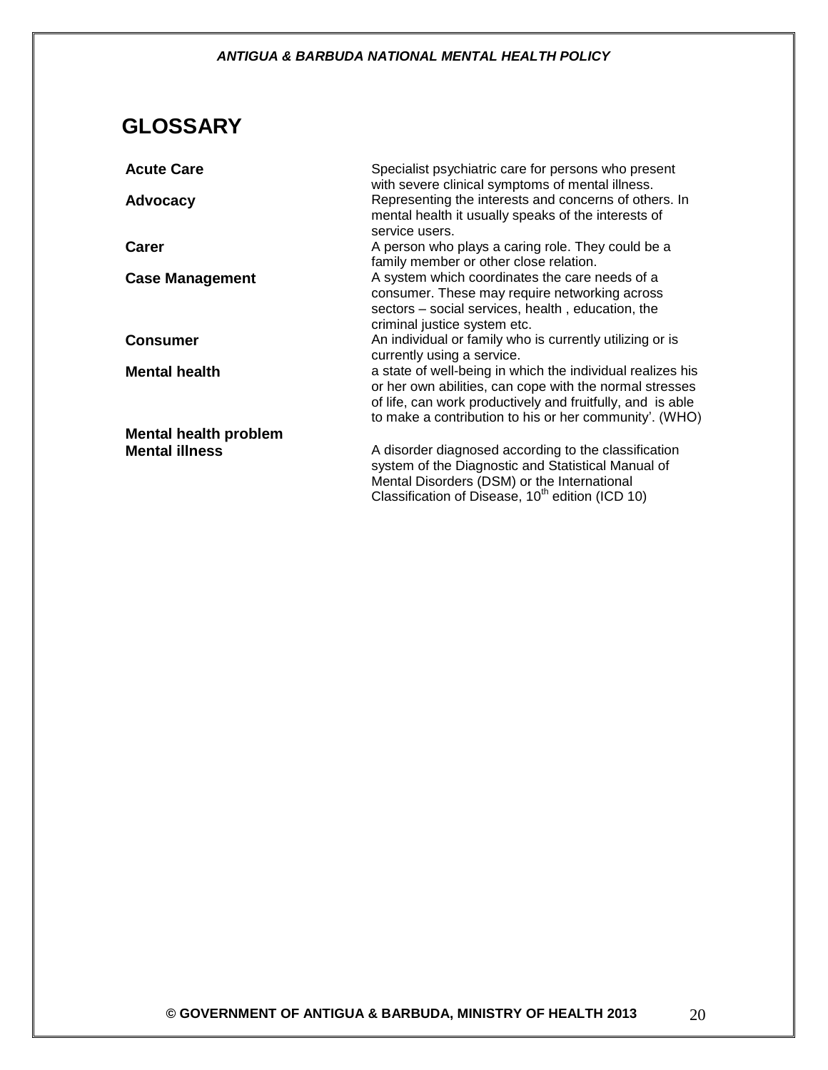## GLOSSARY

| | |
|---|---|
| **Acute Care** | Specialist psychiatric care for persons who present with severe clinical symptoms of mental illness. |
| **Advocacy** | Representing the interests and concerns of others. In mental health it usually speaks of the interests of service users. |
| **Carer** | A person who plays a caring role. They could be a family member or other close relation. |
| **Case Management** | A system which coordinates the care needs of a consumer. These may require networking across sectors – social services, health , education, the criminal justice system etc. |
| **Consumer** | An individual or family who is currently utilizing or is currently using a service. |
| **Mental health** | a state of well-being in which the individual realizes his or her own abilities, can cope with the normal stresses of life, can work productively and fruitfully, and is able to make a contribution to his or her community'. (WHO) |
| **Mental health problem** | |
| **Mental illness** | A disorder diagnosed according to the classification system of the Diagnostic and Statistical Manual of Mental Disorders (DSM) or the International Classification of Disease, 10$^{th}$ edition (ICD 10) |